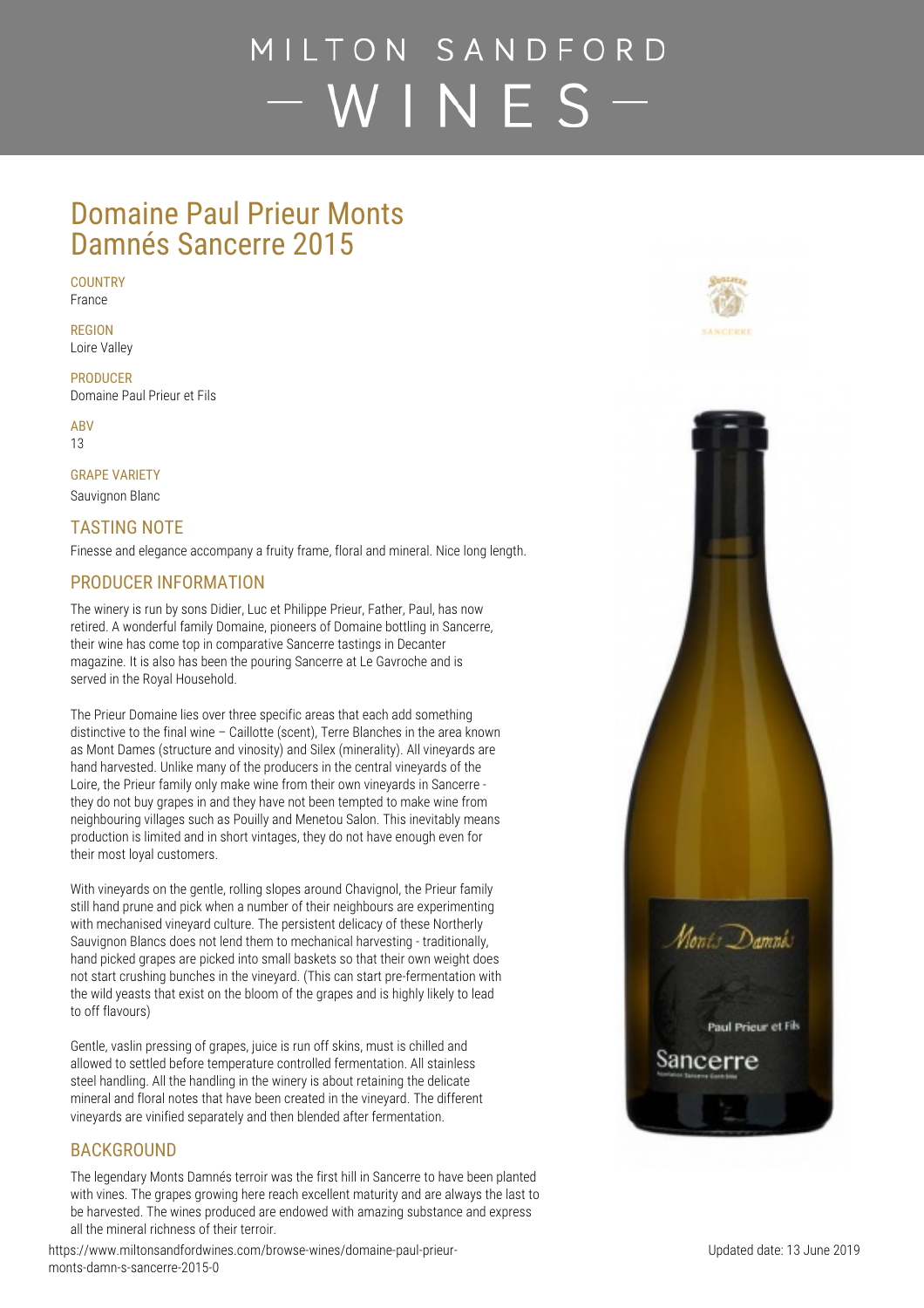# MILTON SANDFORD — WINES —

## Domaine Paul Prieur Monts Damnés Sancerre 2015

COUNTRY
France

REGION
Loire Valley

PRODUCER
Domaine Paul Prieur et Fils

ABV
13

GRAPE VARIETY
Sauvignon Blanc

### TASTING NOTE

Finesse and elegance accompany a fruity frame, floral and mineral. Nice long length.

### PRODUCER INFORMATION

The winery is run by sons Didier, Luc et Philippe Prieur, Father, Paul, has now retired. A wonderful family Domaine, pioneers of Domaine bottling in Sancerre, their wine has come top in comparative Sancerre tastings in Decanter magazine. It is also has been the pouring Sancerre at Le Gavroche and is served in the Royal Household.

The Prieur Domaine lies over three specific areas that each add something distinctive to the final wine – Caillotte (scent), Terre Blanches in the area known as Mont Dames (structure and vinosity) and Silex (minerality). All vineyards are hand harvested. Unlike many of the producers in the central vineyards of the Loire, the Prieur family only make wine from their own vineyards in Sancerre - they do not buy grapes in and they have not been tempted to make wine from neighbouring villages such as Pouilly and Menetou Salon. This inevitably means production is limited and in short vintages, they do not have enough even for their most loyal customers.

With vineyards on the gentle, rolling slopes around Chavignol, the Prieur family still hand prune and pick when a number of their neighbours are experimenting with mechanised vineyard culture. The persistent delicacy of these Northerly Sauvignon Blancs does not lend them to mechanical harvesting - traditionally, hand picked grapes are picked into small baskets so that their own weight does not start crushing bunches in the vineyard. (This can start pre-fermentation with the wild yeasts that exist on the bloom of the grapes and is highly likely to lead to off flavours)

Gentle, vaslin pressing of grapes, juice is run off skins, must is chilled and allowed to settled before temperature controlled fermentation. All stainless steel handling. All the handling in the winery is about retaining the delicate mineral and floral notes that have been created in the vineyard. The different vineyards are vinified separately and then blended after fermentation.

### BACKGROUND

The legendary Monts Damnés terroir was the first hill in Sancerre to have been planted with vines. The grapes growing here reach excellent maturity and are always the last to be harvested. The wines produced are endowed with amazing substance and express all the mineral richness of their terroir.

https://www.miltonsandfordwines.com/browse-wines/domaine-paul-prieur-monts-damn-s-sancerre-2015-0

Updated date: 13 June 2019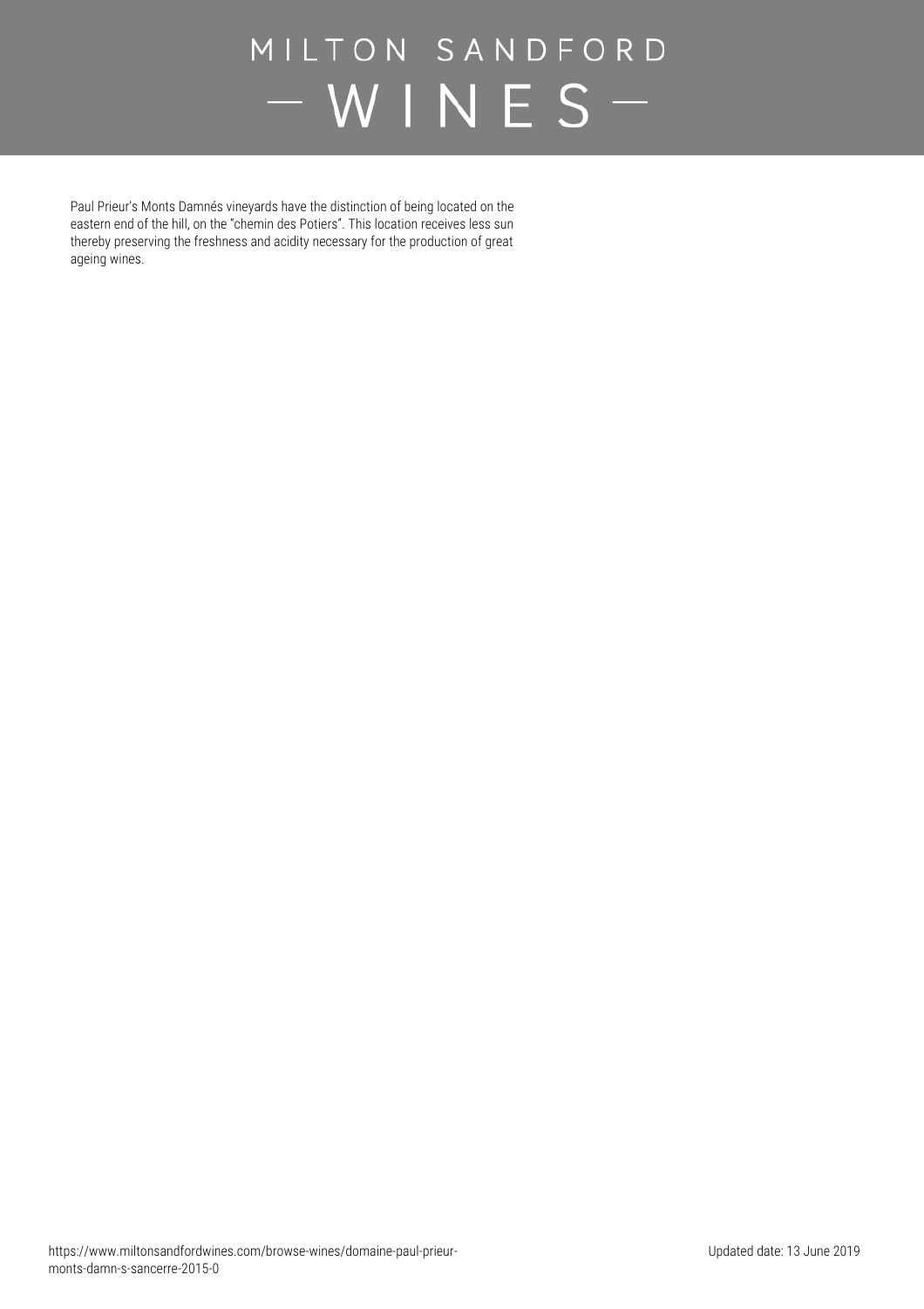Paul Prieur's Monts Damnés vineyards have the distinction of being located on the eastern end of the hill, on the "chemin des Potiers". This location receives less sun thereby preserving the freshness and acidity necessary for the production of great ageing wines.